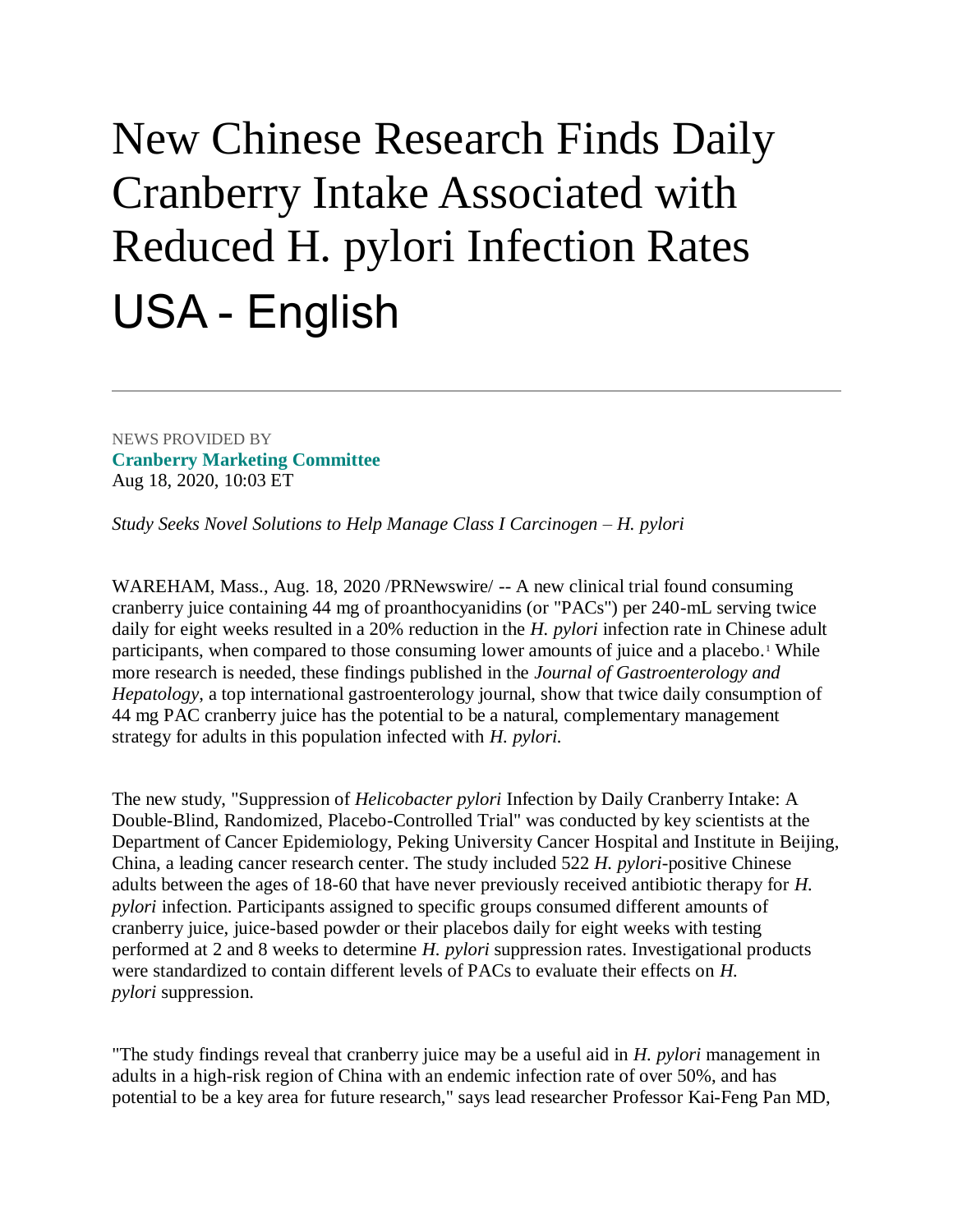# New Chinese Research Finds Daily Cranberry Intake Associated with Reduced H. pylori Infection Rates

# USA - English

---

NEWS PROVIDED BY

**Cranberry Marketing Committee**

Aug 18, 2020, 10:03 ET

*Study Seeks Novel Solutions to Help Manage Class I Carcinogen – H. pylori*

WAREHAM, Mass., Aug. 18, 2020 /PRNewswire/ -- A new clinical trial found consuming cranberry juice containing 44 mg of proanthocyanidins (or "PACs") per 240-mL serving twice daily for eight weeks resulted in a 20% reduction in the *H. pylori* infection rate in Chinese adult participants, when compared to those consuming lower amounts of juice and a placebo.[1] While more research is needed, these findings published in the *Journal of Gastroenterology and Hepatology*, a top international gastroenterology journal, show that twice daily consumption of 44 mg PAC cranberry juice has the potential to be a natural, complementary management strategy for adults in this population infected with *H. pylori.*

The new study, "Suppression of *Helicobacter pylori* Infection by Daily Cranberry Intake: A Double-Blind, Randomized, Placebo-Controlled Trial" was conducted by key scientists at the Department of Cancer Epidemiology, Peking University Cancer Hospital and Institute in Beijing, China, a leading cancer research center. The study included 522 *H. pylori*-positive Chinese adults between the ages of 18-60 that have never previously received antibiotic therapy for *H. pylori* infection. Participants assigned to specific groups consumed different amounts of cranberry juice, juice-based powder or their placebos daily for eight weeks with testing performed at 2 and 8 weeks to determine *H. pylori* suppression rates. Investigational products were standardized to contain different levels of PACs to evaluate their effects on *H. pylori* suppression.

"The study findings reveal that cranberry juice may be a useful aid in *H. pylori* management in adults in a high-risk region of China with an endemic infection rate of over 50%, and has potential to be a key area for future research," says lead researcher Professor Kai-Feng Pan MD,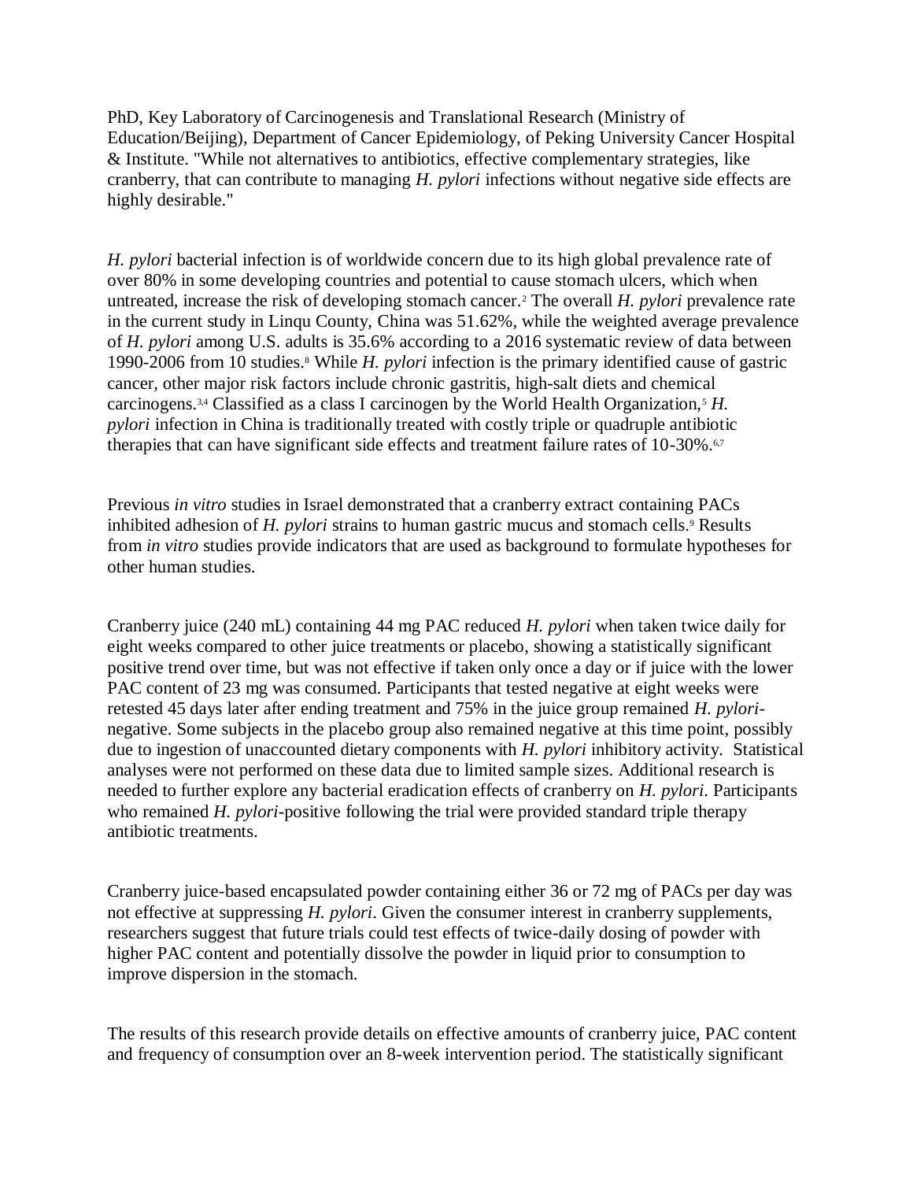PhD, Key Laboratory of Carcinogenesis and Translational Research (Ministry of Education/Beijing), Department of Cancer Epidemiology, of Peking University Cancer Hospital & Institute. "While not alternatives to antibiotics, effective complementary strategies, like cranberry, that can contribute to managing *H. pylori* infections without negative side effects are highly desirable."

*H. pylori* bacterial infection is of worldwide concern due to its high global prevalence rate of over 80% in some developing countries and potential to cause stomach ulcers, which when untreated, increase the risk of developing stomach cancer.[2] The overall *H. pylori* prevalence rate in the current study in Linqu County, China was 51.62%, while the weighted average prevalence of *H. pylori* among U.S. adults is 35.6% according to a 2016 systematic review of data between 1990-2006 from 10 studies.[8] While *H. pylori* infection is the primary identified cause of gastric cancer, other major risk factors include chronic gastritis, high-salt diets and chemical carcinogens.[3,4] Classified as a class I carcinogen by the World Health Organization,[5] *H. pylori* infection in China is traditionally treated with costly triple or quadruple antibiotic therapies that can have significant side effects and treatment failure rates of 10-30%.[6,7]

Previous *in vitro* studies in Israel demonstrated that a cranberry extract containing PACs inhibited adhesion of *H. pylori* strains to human gastric mucus and stomach cells.[9] Results from *in vitro* studies provide indicators that are used as background to formulate hypotheses for other human studies.

Cranberry juice (240 mL) containing 44 mg PAC reduced *H. pylori* when taken twice daily for eight weeks compared to other juice treatments or placebo, showing a statistically significant positive trend over time, but was not effective if taken only once a day or if juice with the lower PAC content of 23 mg was consumed. Participants that tested negative at eight weeks were retested 45 days later after ending treatment and 75% in the juice group remained *H. pylori*-negative. Some subjects in the placebo group also remained negative at this time point, possibly due to ingestion of unaccounted dietary components with *H. pylori* inhibitory activity. Statistical analyses were not performed on these data due to limited sample sizes. Additional research is needed to further explore any bacterial eradication effects of cranberry on *H. pylori*. Participants who remained *H. pylori*-positive following the trial were provided standard triple therapy antibiotic treatments.

Cranberry juice-based encapsulated powder containing either 36 or 72 mg of PACs per day was not effective at suppressing *H. pylori*. Given the consumer interest in cranberry supplements, researchers suggest that future trials could test effects of twice-daily dosing of powder with higher PAC content and potentially dissolve the powder in liquid prior to consumption to improve dispersion in the stomach.

The results of this research provide details on effective amounts of cranberry juice, PAC content and frequency of consumption over an 8-week intervention period. The statistically significant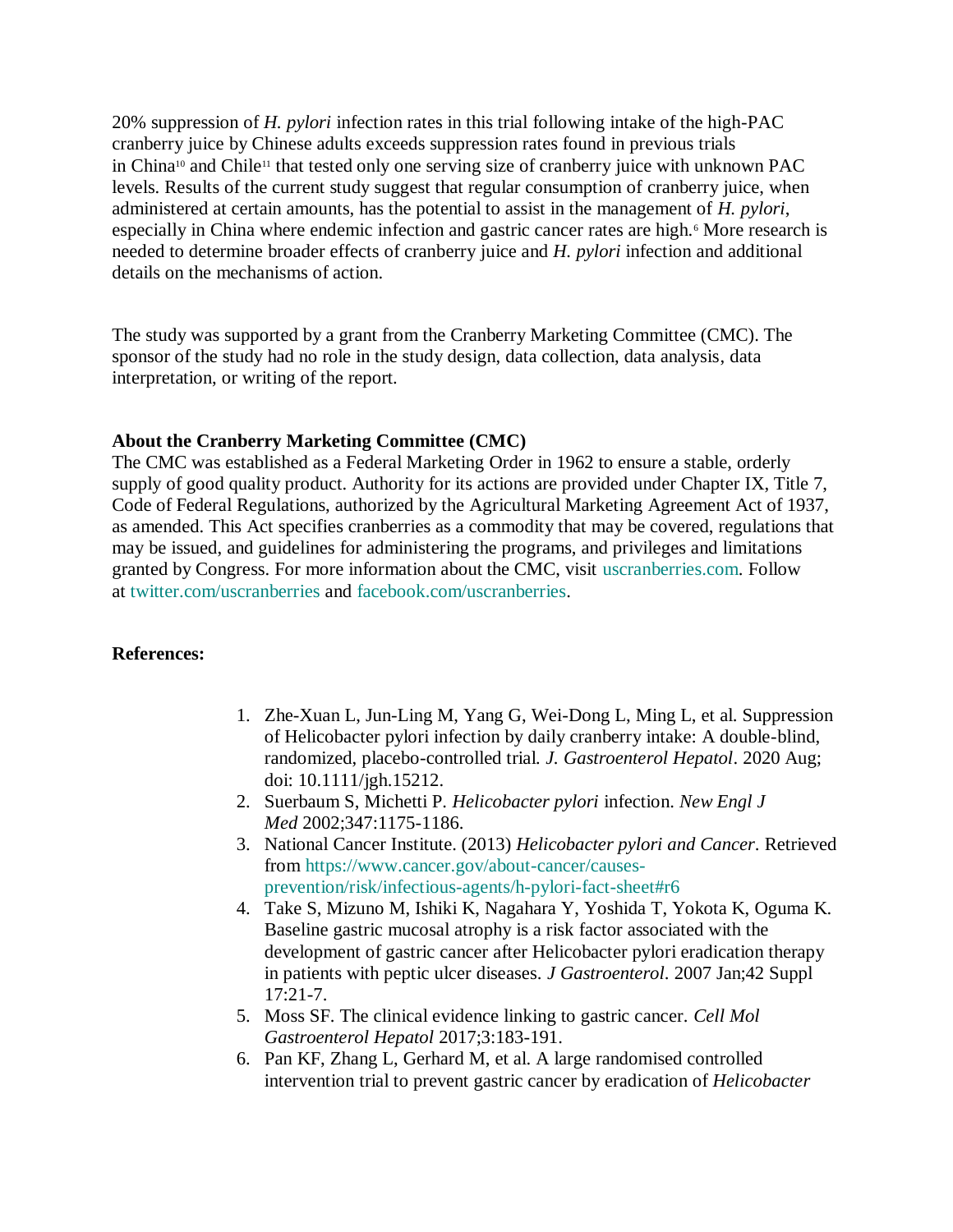20% suppression of *H. pylori* infection rates in this trial following intake of the high-PAC cranberry juice by Chinese adults exceeds suppression rates found in previous trials in China[10] and Chile[11] that tested only one serving size of cranberry juice with unknown PAC levels. Results of the current study suggest that regular consumption of cranberry juice, when administered at certain amounts, has the potential to assist in the management of *H. pylori*, especially in China where endemic infection and gastric cancer rates are high.[6] More research is needed to determine broader effects of cranberry juice and *H. pylori* infection and additional details on the mechanisms of action.

The study was supported by a grant from the Cranberry Marketing Committee (CMC). The sponsor of the study had no role in the study design, data collection, data analysis, data interpretation, or writing of the report.

**About the Cranberry Marketing Committee (CMC)**
The CMC was established as a Federal Marketing Order in 1962 to ensure a stable, orderly supply of good quality product. Authority for its actions are provided under Chapter IX, Title 7, Code of Federal Regulations, authorized by the Agricultural Marketing Agreement Act of 1937, as amended. This Act specifies cranberries as a commodity that may be covered, regulations that may be issued, and guidelines for administering the programs, and privileges and limitations granted by Congress. For more information about the CMC, visit uscranberries.com. Follow at twitter.com/uscranberries and facebook.com/uscranberries.

**References:**

1. Zhe-Xuan L, Jun-Ling M, Yang G, Wei-Dong L, Ming L, et al. Suppression of Helicobacter pylori infection by daily cranberry intake: A double-blind, randomized, placebo-controlled trial. *J. Gastroenterol Hepatol*. 2020 Aug; doi: 10.1111/jgh.15212.
2. Suerbaum S, Michetti P. *Helicobacter pylori* infection. *New Engl J Med* 2002;347:1175-1186.
3. National Cancer Institute. (2013) *Helicobacter pylori and Cancer*. Retrieved from https://www.cancer.gov/about-cancer/causes-prevention/risk/infectious-agents/h-pylori-fact-sheet#r6
4. Take S, Mizuno M, Ishiki K, Nagahara Y, Yoshida T, Yokota K, Oguma K. Baseline gastric mucosal atrophy is a risk factor associated with the development of gastric cancer after Helicobacter pylori eradication therapy in patients with peptic ulcer diseases. *J Gastroenterol*. 2007 Jan;42 Suppl 17:21-7.
5. Moss SF. The clinical evidence linking to gastric cancer. *Cell Mol Gastroenterol Hepatol* 2017;3:183-191.
6. Pan KF, Zhang L, Gerhard M, et al. A large randomised controlled intervention trial to prevent gastric cancer by eradication of *Helicobacter*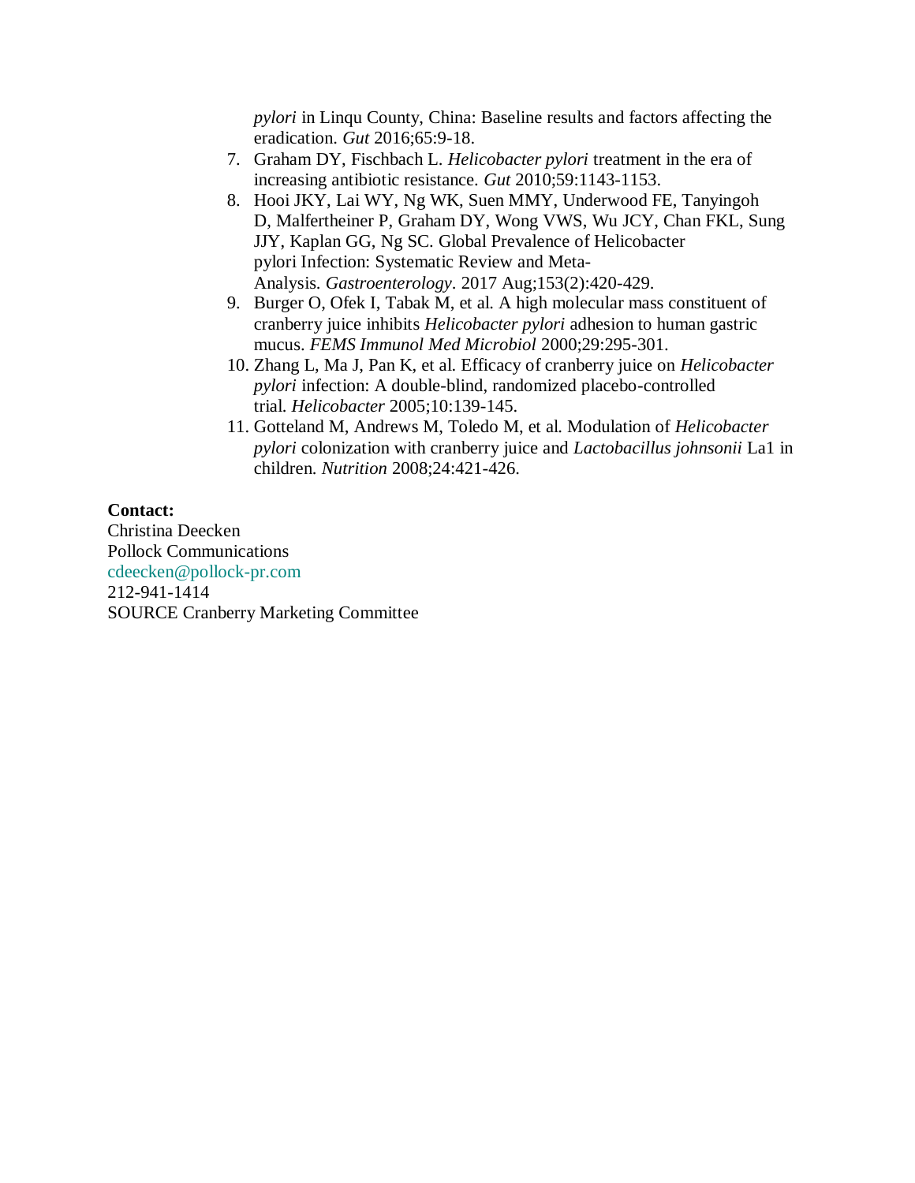*pylori* in Linqu County, China: Baseline results and factors affecting the eradication. *Gut* 2016;65:9-18.

7. Graham DY, Fischbach L. *Helicobacter pylori* treatment in the era of increasing antibiotic resistance. *Gut* 2010;59:1143-1153.
8. Hooi JKY, Lai WY, Ng WK, Suen MMY, Underwood FE, Tanyingoh D, Malfertheiner P, Graham DY, Wong VWS, Wu JCY, Chan FKL, Sung JJY, Kaplan GG, Ng SC. Global Prevalence of Helicobacter pylori Infection: Systematic Review and Meta-Analysis. *Gastroenterology*. 2017 Aug;153(2):420-429.
9. Burger O, Ofek I, Tabak M, et al. A high molecular mass constituent of cranberry juice inhibits *Helicobacter pylori* adhesion to human gastric mucus. *FEMS Immunol Med Microbiol* 2000;29:295-301.
10. Zhang L, Ma J, Pan K, et al. Efficacy of cranberry juice on *Helicobacter pylori* infection: A double-blind, randomized placebo-controlled trial. *Helicobacter* 2005;10:139-145.
11. Gotteland M, Andrews M, Toledo M, et al. Modulation of *Helicobacter pylori* colonization with cranberry juice and *Lactobacillus johnsonii* La1 in children. *Nutrition* 2008;24:421-426.

**Contact:**
Christina Deecken
Pollock Communications
cdeecken@pollock-pr.com
212-941-1414
SOURCE Cranberry Marketing Committee